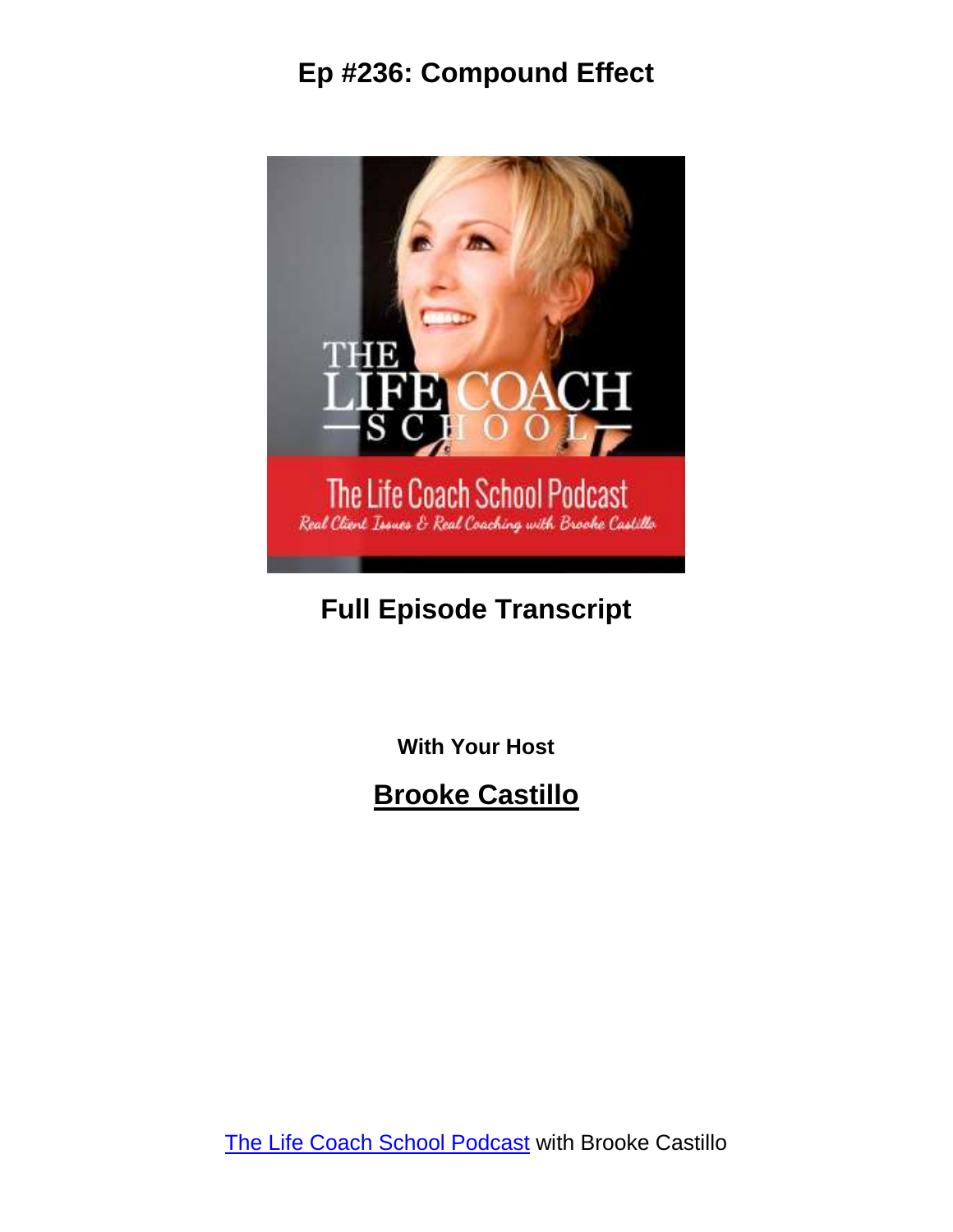# Ep #236: Compound Effect

## Full Episode Transcript

**With Your Host**

## Brooke Castillo

The Life Coach School Podcast with Brooke Castillo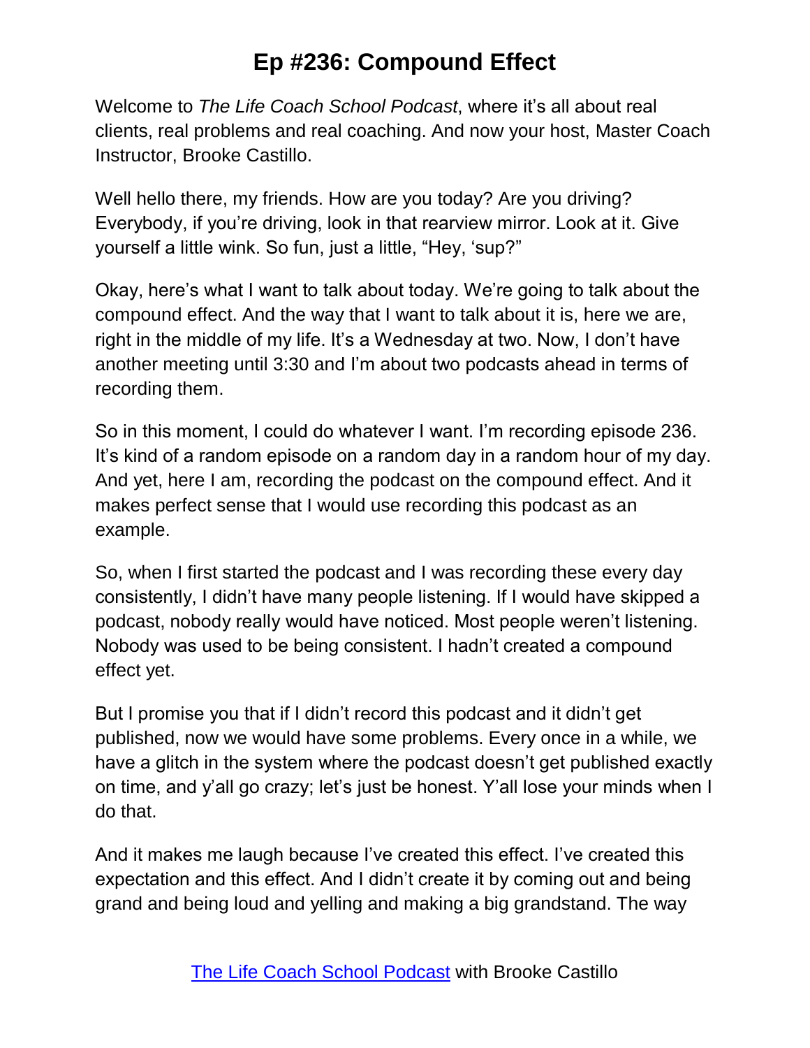# Ep #236: Compound Effect

Welcome to *The Life Coach School Podcast*, where it's all about real clients, real problems and real coaching. And now your host, Master Coach Instructor, Brooke Castillo.

Well hello there, my friends. How are you today? Are you driving? Everybody, if you're driving, look in that rearview mirror. Look at it. Give yourself a little wink. So fun, just a little, "Hey, 'sup?"

Okay, here's what I want to talk about today. We're going to talk about the compound effect. And the way that I want to talk about it is, here we are, right in the middle of my life. It's a Wednesday at two. Now, I don't have another meeting until 3:30 and I'm about two podcasts ahead in terms of recording them.

So in this moment, I could do whatever I want. I'm recording episode 236. It's kind of a random episode on a random day in a random hour of my day. And yet, here I am, recording the podcast on the compound effect. And it makes perfect sense that I would use recording this podcast as an example.

So, when I first started the podcast and I was recording these every day consistently, I didn't have many people listening. If I would have skipped a podcast, nobody really would have noticed. Most people weren't listening. Nobody was used to be being consistent. I hadn't created a compound effect yet.

But I promise you that if I didn't record this podcast and it didn't get published, now we would have some problems. Every once in a while, we have a glitch in the system where the podcast doesn't get published exactly on time, and y'all go crazy; let's just be honest. Y'all lose your minds when I do that.

And it makes me laugh because I've created this effect. I've created this expectation and this effect. And I didn't create it by coming out and being grand and being loud and yelling and making a big grandstand. The way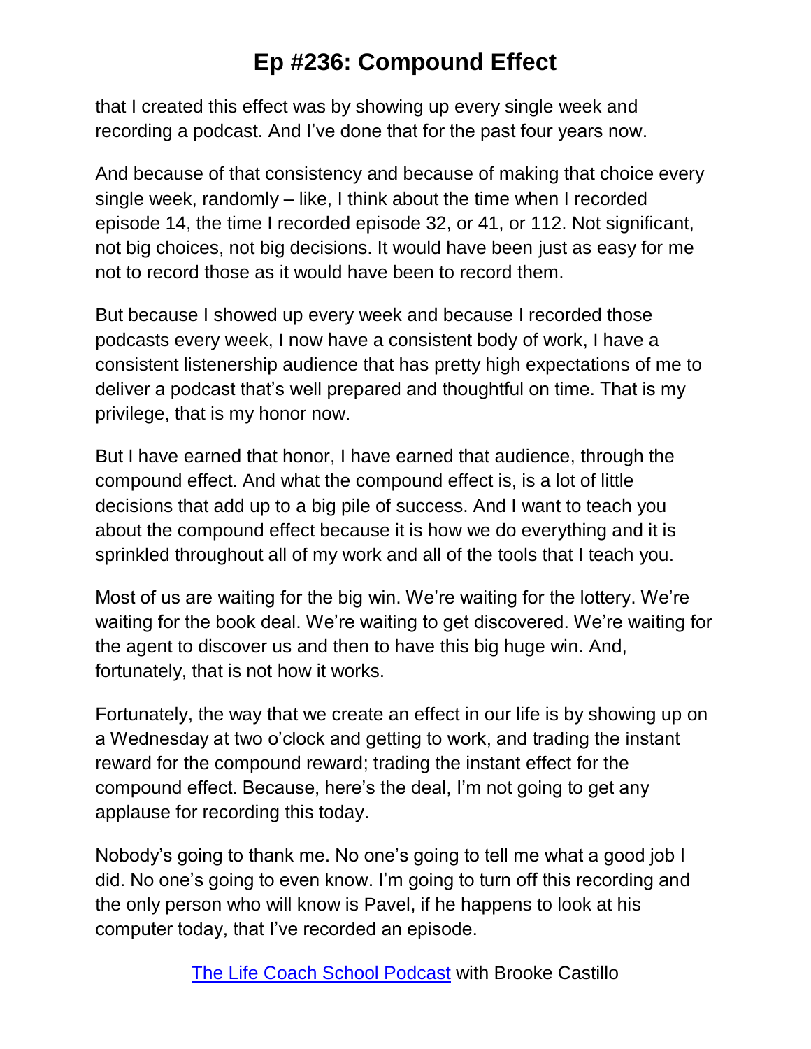that I created this effect was by showing up every single week and recording a podcast. And I've done that for the past four years now.

And because of that consistency and because of making that choice every single week, randomly – like, I think about the time when I recorded episode 14, the time I recorded episode 32, or 41, or 112. Not significant, not big choices, not big decisions. It would have been just as easy for me not to record those as it would have been to record them.

But because I showed up every week and because I recorded those podcasts every week, I now have a consistent body of work, I have a consistent listenership audience that has pretty high expectations of me to deliver a podcast that's well prepared and thoughtful on time. That is my privilege, that is my honor now.

But I have earned that honor, I have earned that audience, through the compound effect. And what the compound effect is, is a lot of little decisions that add up to a big pile of success. And I want to teach you about the compound effect because it is how we do everything and it is sprinkled throughout all of my work and all of the tools that I teach you.

Most of us are waiting for the big win. We're waiting for the lottery. We're waiting for the book deal. We're waiting to get discovered. We're waiting for the agent to discover us and then to have this big huge win. And, fortunately, that is not how it works.

Fortunately, the way that we create an effect in our life is by showing up on a Wednesday at two o'clock and getting to work, and trading the instant reward for the compound reward; trading the instant effect for the compound effect. Because, here's the deal, I'm not going to get any applause for recording this today.

Nobody's going to thank me. No one's going to tell me what a good job I did. No one's going to even know. I'm going to turn off this recording and the only person who will know is Pavel, if he happens to look at his computer today, that I've recorded an episode.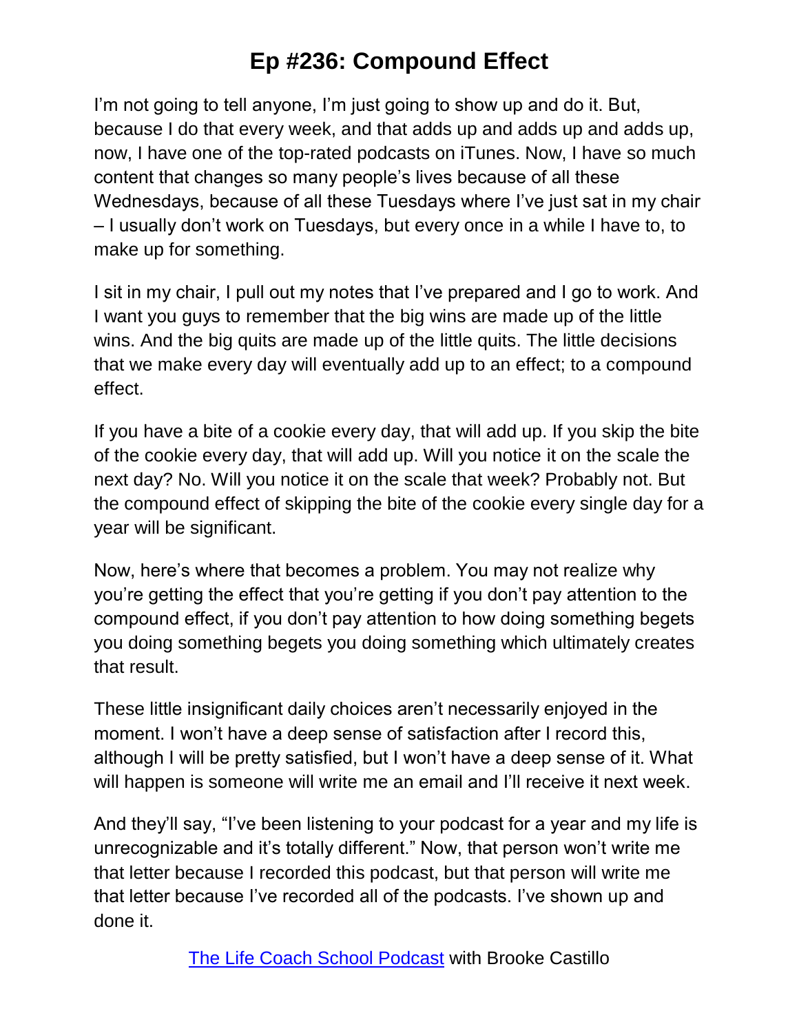I'm not going to tell anyone, I'm just going to show up and do it. But, because I do that every week, and that adds up and adds up and adds up, now, I have one of the top-rated podcasts on iTunes. Now, I have so much content that changes so many people's lives because of all these Wednesdays, because of all these Tuesdays where I've just sat in my chair – I usually don't work on Tuesdays, but every once in a while I have to, to make up for something.

I sit in my chair, I pull out my notes that I've prepared and I go to work. And I want you guys to remember that the big wins are made up of the little wins. And the big quits are made up of the little quits. The little decisions that we make every day will eventually add up to an effect; to a compound effect.

If you have a bite of a cookie every day, that will add up. If you skip the bite of the cookie every day, that will add up. Will you notice it on the scale the next day? No. Will you notice it on the scale that week? Probably not. But the compound effect of skipping the bite of the cookie every single day for a year will be significant.

Now, here's where that becomes a problem. You may not realize why you're getting the effect that you're getting if you don't pay attention to the compound effect, if you don't pay attention to how doing something begets you doing something begets you doing something which ultimately creates that result.

These little insignificant daily choices aren't necessarily enjoyed in the moment. I won't have a deep sense of satisfaction after I record this, although I will be pretty satisfied, but I won't have a deep sense of it. What will happen is someone will write me an email and I'll receive it next week.

And they'll say, "I've been listening to your podcast for a year and my life is unrecognizable and it's totally different." Now, that person won't write me that letter because I recorded this podcast, but that person will write me that letter because I've recorded all of the podcasts. I've shown up and done it.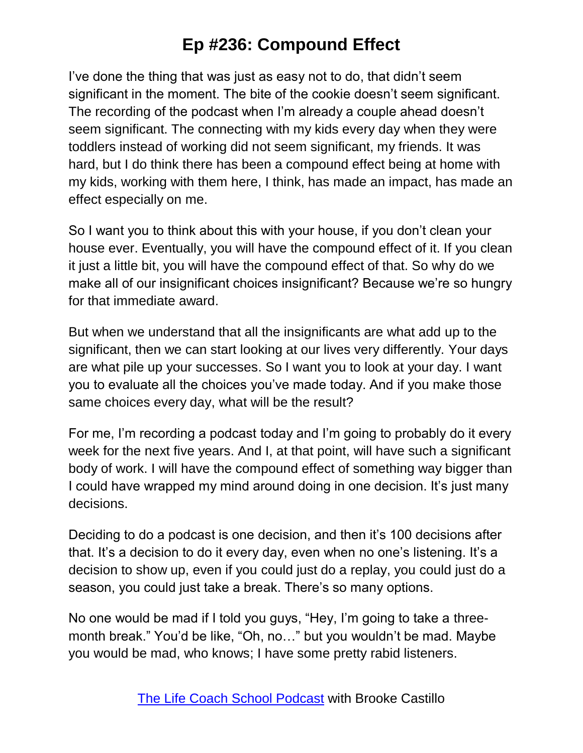I've done the thing that was just as easy not to do, that didn't seem significant in the moment. The bite of the cookie doesn't seem significant. The recording of the podcast when I'm already a couple ahead doesn't seem significant. The connecting with my kids every day when they were toddlers instead of working did not seem significant, my friends. It was hard, but I do think there has been a compound effect being at home with my kids, working with them here, I think, has made an impact, has made an effect especially on me.

So I want you to think about this with your house, if you don't clean your house ever. Eventually, you will have the compound effect of it. If you clean it just a little bit, you will have the compound effect of that. So why do we make all of our insignificant choices insignificant? Because we're so hungry for that immediate award.

But when we understand that all the insignificants are what add up to the significant, then we can start looking at our lives very differently. Your days are what pile up your successes. So I want you to look at your day. I want you to evaluate all the choices you've made today. And if you make those same choices every day, what will be the result?

For me, I'm recording a podcast today and I'm going to probably do it every week for the next five years. And I, at that point, will have such a significant body of work. I will have the compound effect of something way bigger than I could have wrapped my mind around doing in one decision. It's just many decisions.

Deciding to do a podcast is one decision, and then it's 100 decisions after that. It's a decision to do it every day, even when no one's listening. It's a decision to show up, even if you could just do a replay, you could just do a season, you could just take a break. There's so many options.

No one would be mad if I told you guys, "Hey, I'm going to take a three-month break." You'd be like, "Oh, no…" but you wouldn't be mad. Maybe you would be mad, who knows; I have some pretty rabid listeners.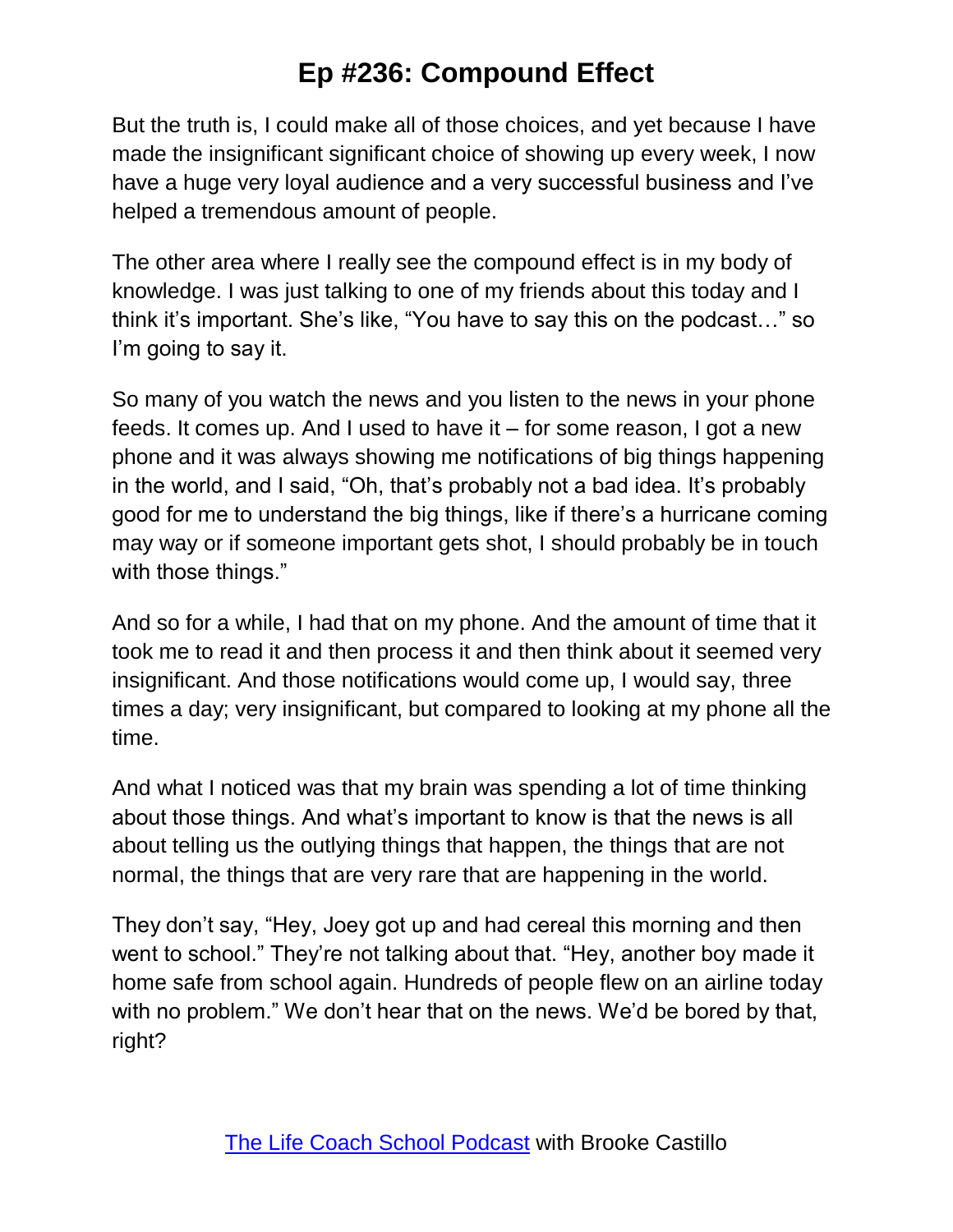But the truth is, I could make all of those choices, and yet because I have made the insignificant significant choice of showing up every week, I now have a huge very loyal audience and a very successful business and I've helped a tremendous amount of people.

The other area where I really see the compound effect is in my body of knowledge. I was just talking to one of my friends about this today and I think it's important. She's like, "You have to say this on the podcast…" so I'm going to say it.

So many of you watch the news and you listen to the news in your phone feeds. It comes up. And I used to have it – for some reason, I got a new phone and it was always showing me notifications of big things happening in the world, and I said, "Oh, that's probably not a bad idea. It's probably good for me to understand the big things, like if there's a hurricane coming may way or if someone important gets shot, I should probably be in touch with those things."

And so for a while, I had that on my phone. And the amount of time that it took me to read it and then process it and then think about it seemed very insignificant. And those notifications would come up, I would say, three times a day; very insignificant, but compared to looking at my phone all the time.

And what I noticed was that my brain was spending a lot of time thinking about those things. And what's important to know is that the news is all about telling us the outlying things that happen, the things that are not normal, the things that are very rare that are happening in the world.

They don't say, "Hey, Joey got up and had cereal this morning and then went to school." They're not talking about that. "Hey, another boy made it home safe from school again. Hundreds of people flew on an airline today with no problem." We don't hear that on the news. We'd be bored by that, right?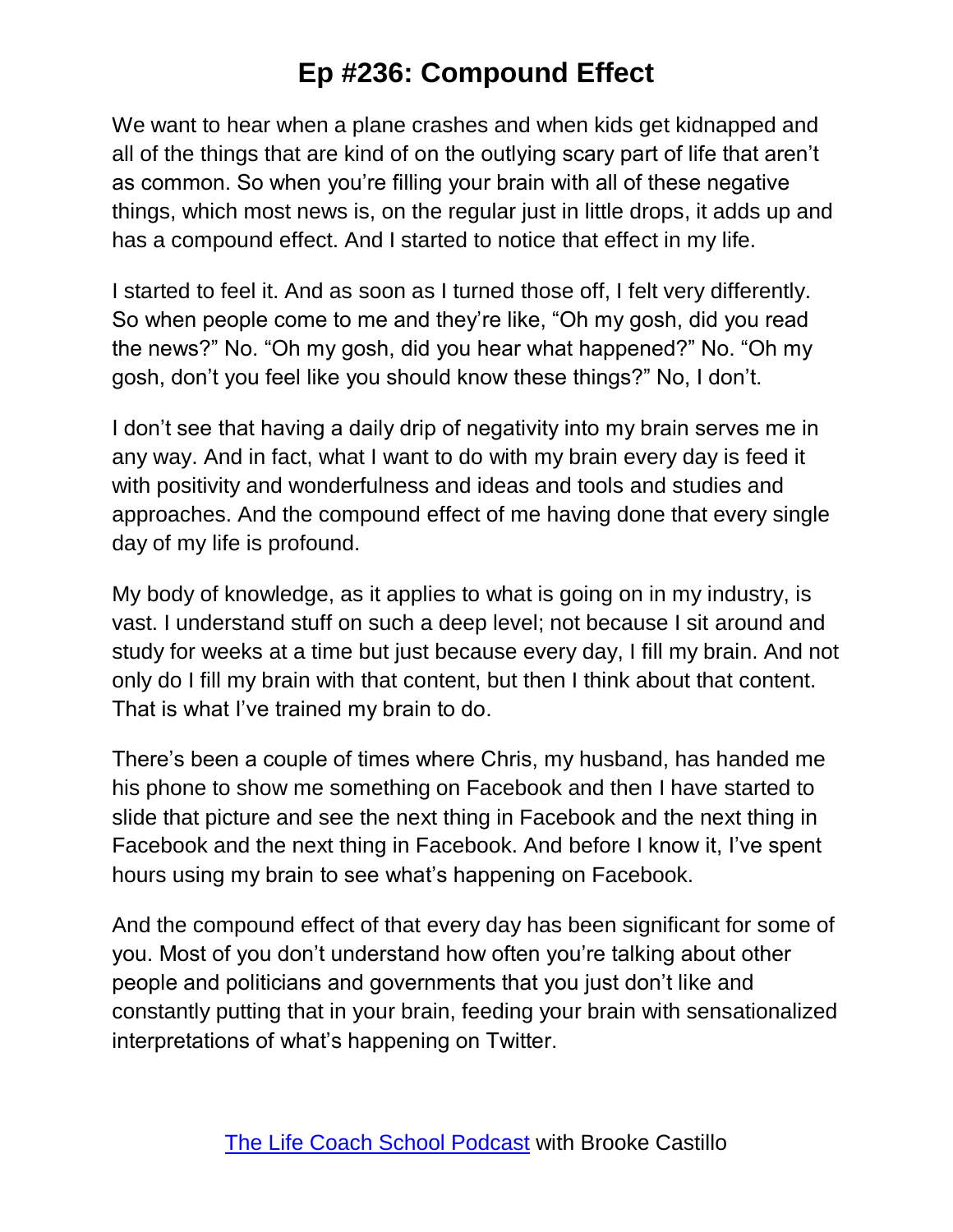We want to hear when a plane crashes and when kids get kidnapped and all of the things that are kind of on the outlying scary part of life that aren't as common. So when you're filling your brain with all of these negative things, which most news is, on the regular just in little drops, it adds up and has a compound effect. And I started to notice that effect in my life.

I started to feel it. And as soon as I turned those off, I felt very differently. So when people come to me and they're like, "Oh my gosh, did you read the news?" No. "Oh my gosh, did you hear what happened?" No. "Oh my gosh, don't you feel like you should know these things?" No, I don't.

I don't see that having a daily drip of negativity into my brain serves me in any way. And in fact, what I want to do with my brain every day is feed it with positivity and wonderfulness and ideas and tools and studies and approaches. And the compound effect of me having done that every single day of my life is profound.

My body of knowledge, as it applies to what is going on in my industry, is vast. I understand stuff on such a deep level; not because I sit around and study for weeks at a time but just because every day, I fill my brain. And not only do I fill my brain with that content, but then I think about that content. That is what I've trained my brain to do.

There's been a couple of times where Chris, my husband, has handed me his phone to show me something on Facebook and then I have started to slide that picture and see the next thing in Facebook and the next thing in Facebook and the next thing in Facebook. And before I know it, I've spent hours using my brain to see what's happening on Facebook.

And the compound effect of that every day has been significant for some of you. Most of you don't understand how often you're talking about other people and politicians and governments that you just don't like and constantly putting that in your brain, feeding your brain with sensationalized interpretations of what's happening on Twitter.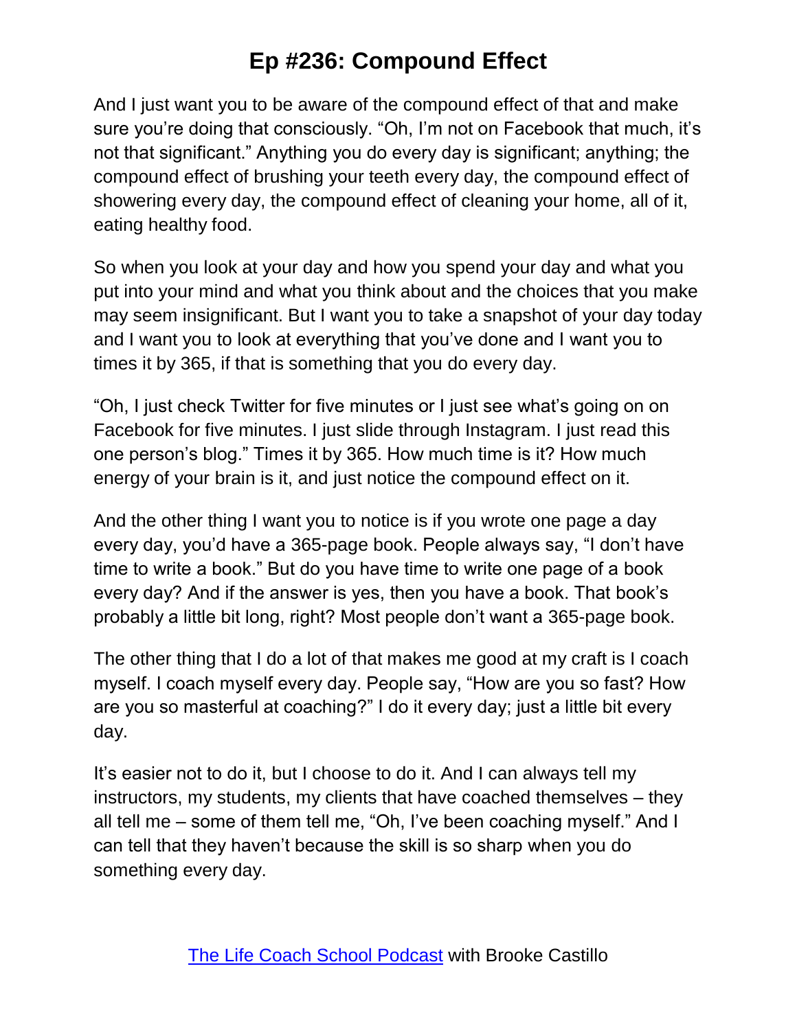And I just want you to be aware of the compound effect of that and make sure you're doing that consciously. "Oh, I'm not on Facebook that much, it's not that significant." Anything you do every day is significant; anything; the compound effect of brushing your teeth every day, the compound effect of showering every day, the compound effect of cleaning your home, all of it, eating healthy food.

So when you look at your day and how you spend your day and what you put into your mind and what you think about and the choices that you make may seem insignificant. But I want you to take a snapshot of your day today and I want you to look at everything that you've done and I want you to times it by 365, if that is something that you do every day.

"Oh, I just check Twitter for five minutes or I just see what's going on on Facebook for five minutes. I just slide through Instagram. I just read this one person's blog." Times it by 365. How much time is it? How much energy of your brain is it, and just notice the compound effect on it.

And the other thing I want you to notice is if you wrote one page a day every day, you'd have a 365-page book. People always say, "I don't have time to write a book." But do you have time to write one page of a book every day? And if the answer is yes, then you have a book. That book's probably a little bit long, right? Most people don't want a 365-page book.

The other thing that I do a lot of that makes me good at my craft is I coach myself. I coach myself every day. People say, "How are you so fast? How are you so masterful at coaching?" I do it every day; just a little bit every day.

It's easier not to do it, but I choose to do it. And I can always tell my instructors, my students, my clients that have coached themselves – they all tell me – some of them tell me, "Oh, I've been coaching myself." And I can tell that they haven't because the skill is so sharp when you do something every day.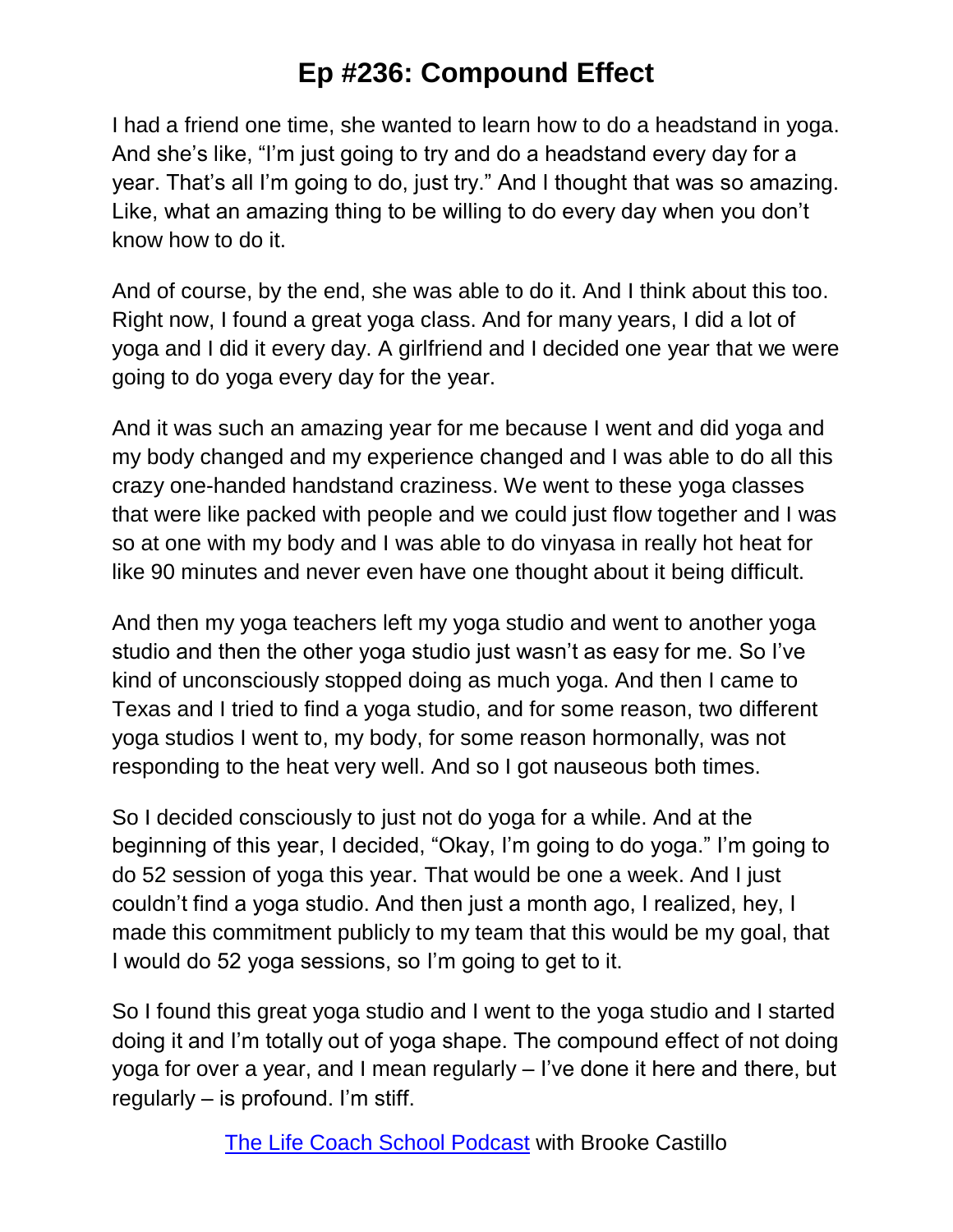I had a friend one time, she wanted to learn how to do a headstand in yoga. And she's like, "I'm just going to try and do a headstand every day for a year. That's all I'm going to do, just try." And I thought that was so amazing. Like, what an amazing thing to be willing to do every day when you don't know how to do it.

And of course, by the end, she was able to do it. And I think about this too. Right now, I found a great yoga class. And for many years, I did a lot of yoga and I did it every day. A girlfriend and I decided one year that we were going to do yoga every day for the year.

And it was such an amazing year for me because I went and did yoga and my body changed and my experience changed and I was able to do all this crazy one-handed handstand craziness. We went to these yoga classes that were like packed with people and we could just flow together and I was so at one with my body and I was able to do vinyasa in really hot heat for like 90 minutes and never even have one thought about it being difficult.

And then my yoga teachers left my yoga studio and went to another yoga studio and then the other yoga studio just wasn't as easy for me. So I've kind of unconsciously stopped doing as much yoga. And then I came to Texas and I tried to find a yoga studio, and for some reason, two different yoga studios I went to, my body, for some reason hormonally, was not responding to the heat very well. And so I got nauseous both times.

So I decided consciously to just not do yoga for a while. And at the beginning of this year, I decided, "Okay, I'm going to do yoga." I'm going to do 52 session of yoga this year. That would be one a week. And I just couldn't find a yoga studio. And then just a month ago, I realized, hey, I made this commitment publicly to my team that this would be my goal, that I would do 52 yoga sessions, so I'm going to get to it.

So I found this great yoga studio and I went to the yoga studio and I started doing it and I'm totally out of yoga shape. The compound effect of not doing yoga for over a year, and I mean regularly – I've done it here and there, but regularly – is profound. I'm stiff.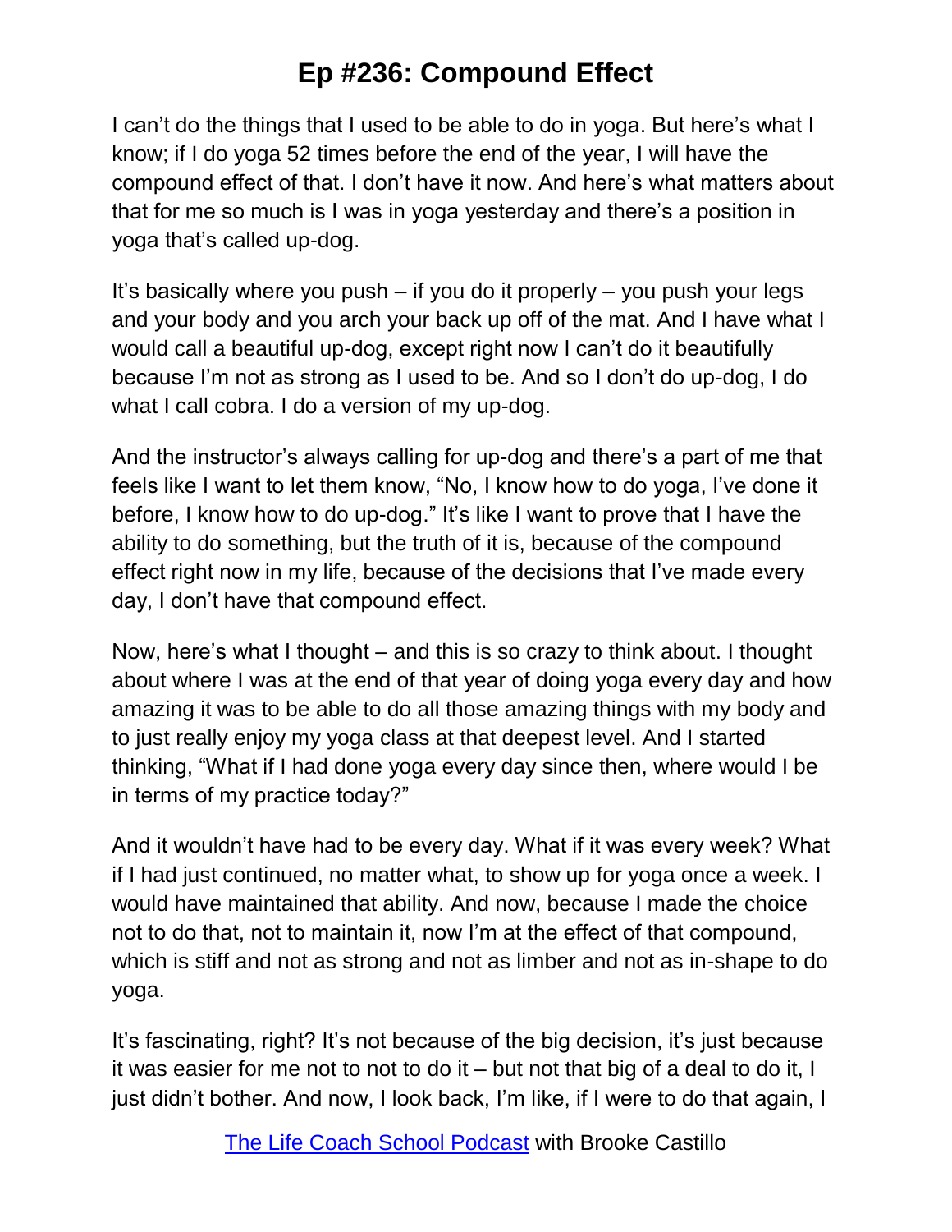I can't do the things that I used to be able to do in yoga. But here's what I know; if I do yoga 52 times before the end of the year, I will have the compound effect of that. I don't have it now. And here's what matters about that for me so much is I was in yoga yesterday and there's a position in yoga that's called up-dog.

It's basically where you push – if you do it properly – you push your legs and your body and you arch your back up off of the mat. And I have what I would call a beautiful up-dog, except right now I can't do it beautifully because I'm not as strong as I used to be. And so I don't do up-dog, I do what I call cobra. I do a version of my up-dog.

And the instructor's always calling for up-dog and there's a part of me that feels like I want to let them know, "No, I know how to do yoga, I've done it before, I know how to do up-dog." It's like I want to prove that I have the ability to do something, but the truth of it is, because of the compound effect right now in my life, because of the decisions that I've made every day, I don't have that compound effect.

Now, here's what I thought – and this is so crazy to think about. I thought about where I was at the end of that year of doing yoga every day and how amazing it was to be able to do all those amazing things with my body and to just really enjoy my yoga class at that deepest level. And I started thinking, "What if I had done yoga every day since then, where would I be in terms of my practice today?"

And it wouldn't have had to be every day. What if it was every week? What if I had just continued, no matter what, to show up for yoga once a week. I would have maintained that ability. And now, because I made the choice not to do that, not to maintain it, now I'm at the effect of that compound, which is stiff and not as strong and not as limber and not as in-shape to do yoga.

It's fascinating, right? It's not because of the big decision, it's just because it was easier for me not to not to do it – but not that big of a deal to do it, I just didn't bother. And now, I look back, I'm like, if I were to do that again, I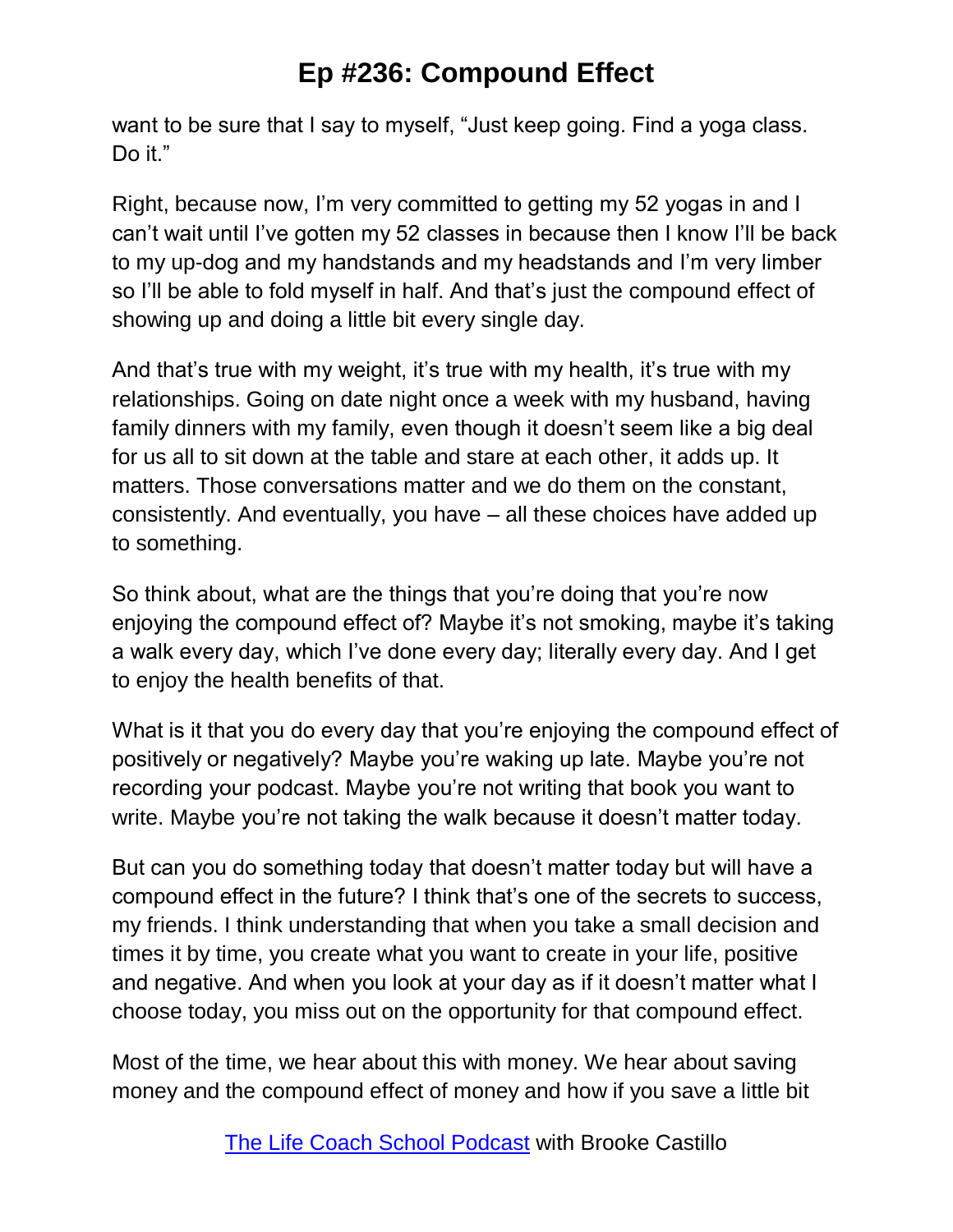want to be sure that I say to myself, "Just keep going. Find a yoga class. Do it."

Right, because now, I'm very committed to getting my 52 yogas in and I can't wait until I've gotten my 52 classes in because then I know I'll be back to my up-dog and my handstands and my headstands and I'm very limber so I'll be able to fold myself in half. And that's just the compound effect of showing up and doing a little bit every single day.

And that's true with my weight, it's true with my health, it's true with my relationships. Going on date night once a week with my husband, having family dinners with my family, even though it doesn't seem like a big deal for us all to sit down at the table and stare at each other, it adds up. It matters. Those conversations matter and we do them on the constant, consistently. And eventually, you have – all these choices have added up to something.

So think about, what are the things that you're doing that you're now enjoying the compound effect of? Maybe it's not smoking, maybe it's taking a walk every day, which I've done every day; literally every day. And I get to enjoy the health benefits of that.

What is it that you do every day that you're enjoying the compound effect of positively or negatively? Maybe you're waking up late. Maybe you're not recording your podcast. Maybe you're not writing that book you want to write. Maybe you're not taking the walk because it doesn't matter today.

But can you do something today that doesn't matter today but will have a compound effect in the future? I think that's one of the secrets to success, my friends. I think understanding that when you take a small decision and times it by time, you create what you want to create in your life, positive and negative. And when you look at your day as if it doesn't matter what I choose today, you miss out on the opportunity for that compound effect.

Most of the time, we hear about this with money. We hear about saving money and the compound effect of money and how if you save a little bit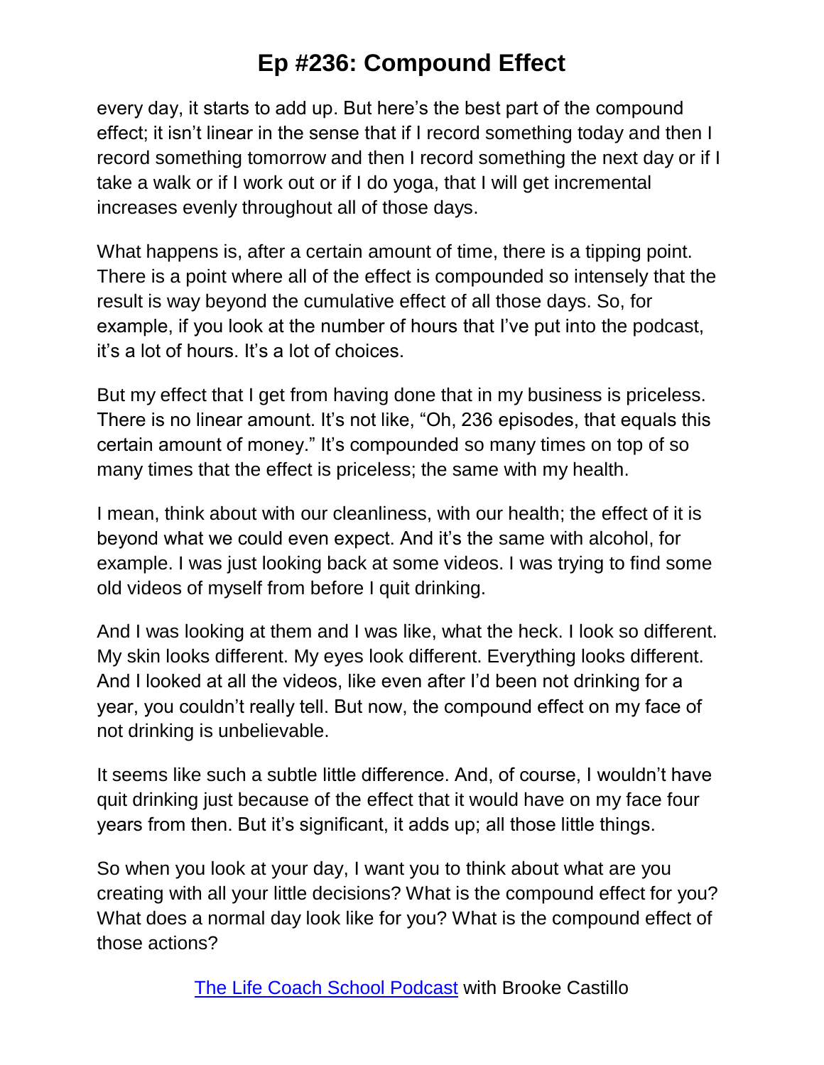every day, it starts to add up. But here's the best part of the compound effect; it isn't linear in the sense that if I record something today and then I record something tomorrow and then I record something the next day or if I take a walk or if I work out or if I do yoga, that I will get incremental increases evenly throughout all of those days.

What happens is, after a certain amount of time, there is a tipping point. There is a point where all of the effect is compounded so intensely that the result is way beyond the cumulative effect of all those days. So, for example, if you look at the number of hours that I've put into the podcast, it's a lot of hours. It's a lot of choices.

But my effect that I get from having done that in my business is priceless. There is no linear amount. It's not like, "Oh, 236 episodes, that equals this certain amount of money." It's compounded so many times on top of so many times that the effect is priceless; the same with my health.

I mean, think about with our cleanliness, with our health; the effect of it is beyond what we could even expect. And it's the same with alcohol, for example. I was just looking back at some videos. I was trying to find some old videos of myself from before I quit drinking.

And I was looking at them and I was like, what the heck. I look so different. My skin looks different. My eyes look different. Everything looks different. And I looked at all the videos, like even after I'd been not drinking for a year, you couldn't really tell. But now, the compound effect on my face of not drinking is unbelievable.

It seems like such a subtle little difference. And, of course, I wouldn't have quit drinking just because of the effect that it would have on my face four years from then. But it's significant, it adds up; all those little things.

So when you look at your day, I want you to think about what are you creating with all your little decisions? What is the compound effect for you? What does a normal day look like for you? What is the compound effect of those actions?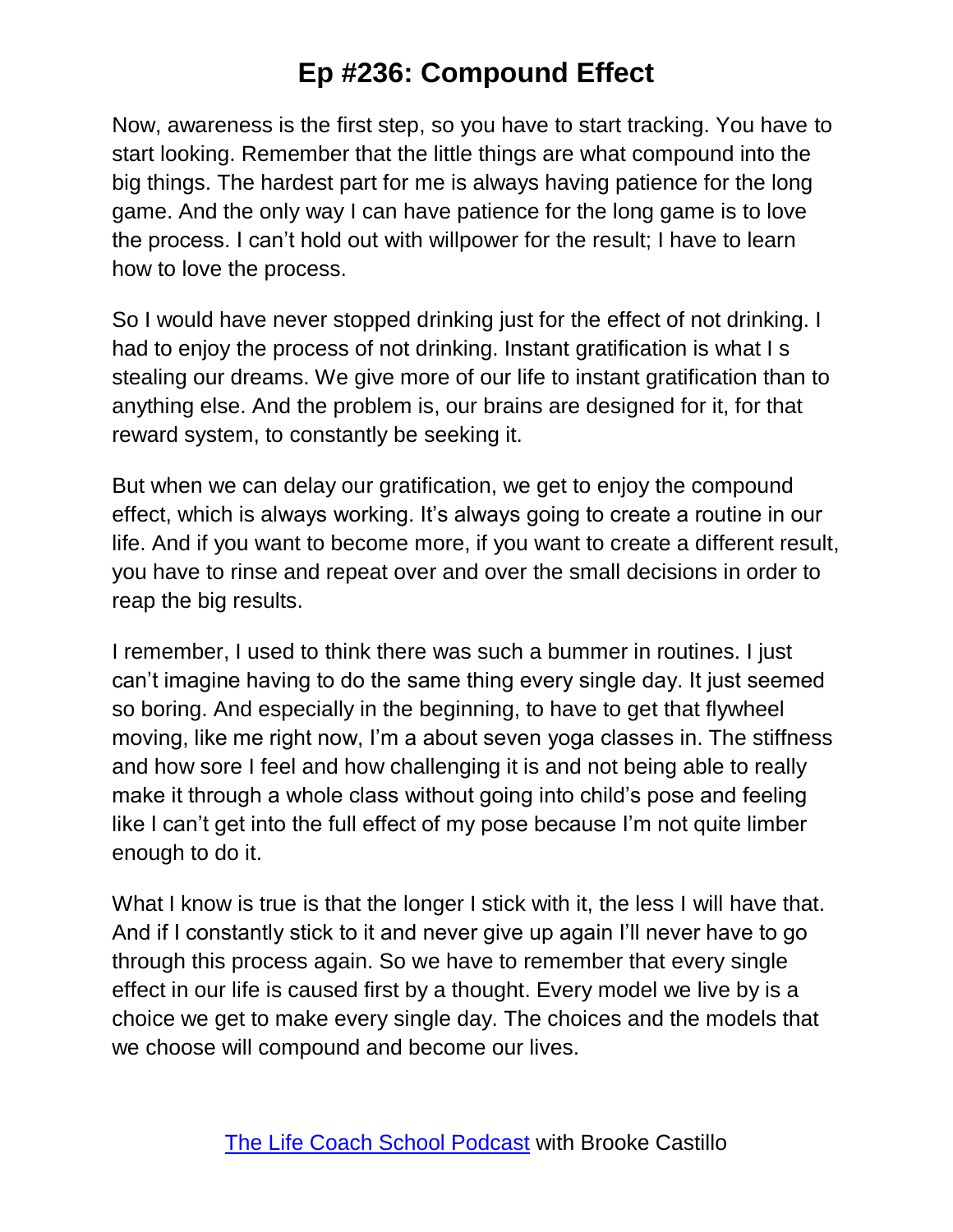Now, awareness is the first step, so you have to start tracking. You have to start looking. Remember that the little things are what compound into the big things. The hardest part for me is always having patience for the long game. And the only way I can have patience for the long game is to love the process. I can't hold out with willpower for the result; I have to learn how to love the process.

So I would have never stopped drinking just for the effect of not drinking. I had to enjoy the process of not drinking. Instant gratification is what I s stealing our dreams. We give more of our life to instant gratification than to anything else. And the problem is, our brains are designed for it, for that reward system, to constantly be seeking it.

But when we can delay our gratification, we get to enjoy the compound effect, which is always working. It's always going to create a routine in our life. And if you want to become more, if you want to create a different result, you have to rinse and repeat over and over the small decisions in order to reap the big results.

I remember, I used to think there was such a bummer in routines. I just can't imagine having to do the same thing every single day. It just seemed so boring. And especially in the beginning, to have to get that flywheel moving, like me right now, I'm a about seven yoga classes in. The stiffness and how sore I feel and how challenging it is and not being able to really make it through a whole class without going into child's pose and feeling like I can't get into the full effect of my pose because I'm not quite limber enough to do it.

What I know is true is that the longer I stick with it, the less I will have that. And if I constantly stick to it and never give up again I'll never have to go through this process again. So we have to remember that every single effect in our life is caused first by a thought. Every model we live by is a choice we get to make every single day. The choices and the models that we choose will compound and become our lives.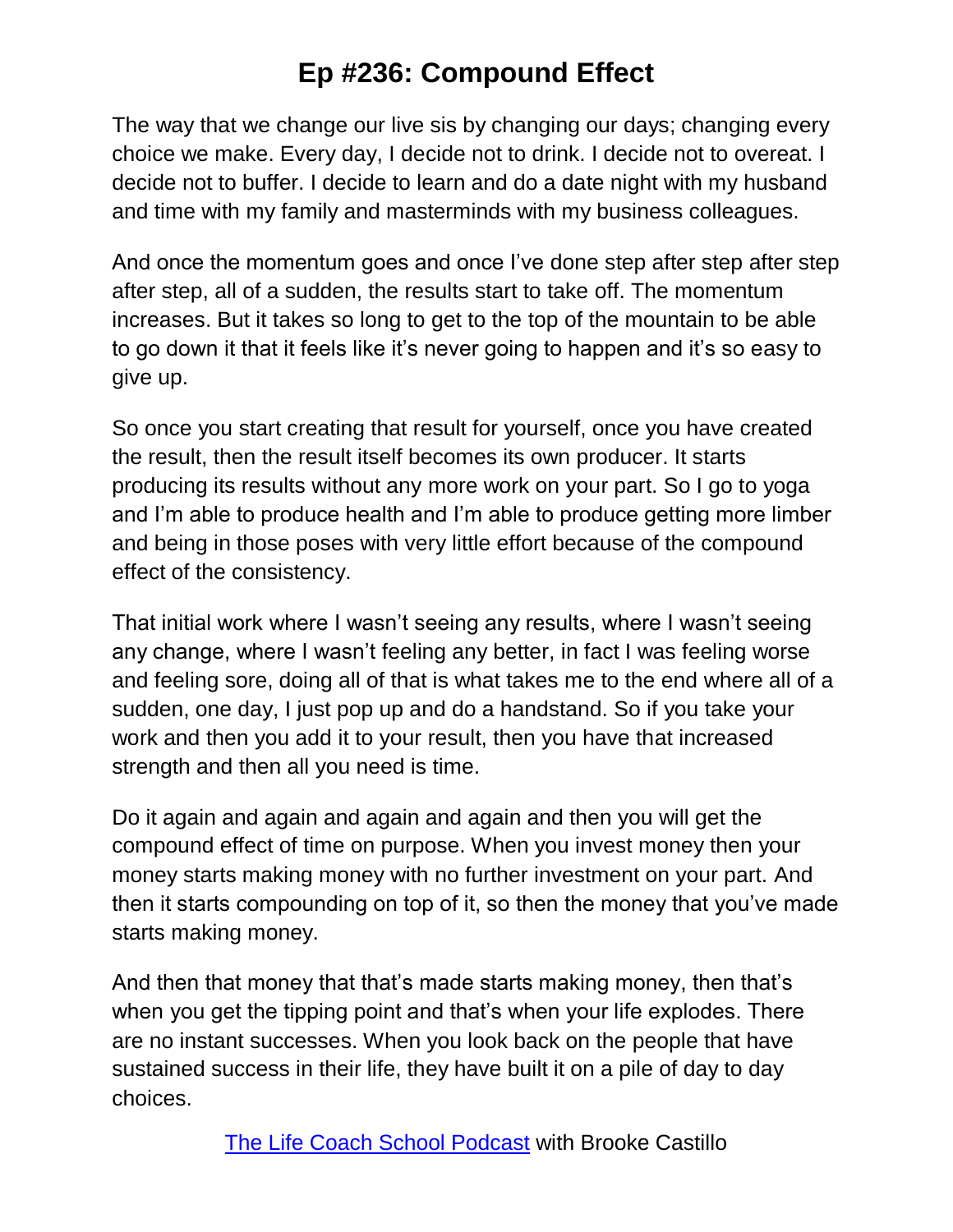The way that we change our live sis by changing our days; changing every choice we make. Every day, I decide not to drink. I decide not to overeat. I decide not to buffer. I decide to learn and do a date night with my husband and time with my family and masterminds with my business colleagues.

And once the momentum goes and once I've done step after step after step after step, all of a sudden, the results start to take off. The momentum increases. But it takes so long to get to the top of the mountain to be able to go down it that it feels like it's never going to happen and it's so easy to give up.

So once you start creating that result for yourself, once you have created the result, then the result itself becomes its own producer. It starts producing its results without any more work on your part. So I go to yoga and I'm able to produce health and I'm able to produce getting more limber and being in those poses with very little effort because of the compound effect of the consistency.

That initial work where I wasn't seeing any results, where I wasn't seeing any change, where I wasn't feeling any better, in fact I was feeling worse and feeling sore, doing all of that is what takes me to the end where all of a sudden, one day, I just pop up and do a handstand. So if you take your work and then you add it to your result, then you have that increased strength and then all you need is time.

Do it again and again and again and again and then you will get the compound effect of time on purpose. When you invest money then your money starts making money with no further investment on your part. And then it starts compounding on top of it, so then the money that you've made starts making money.

And then that money that that's made starts making money, then that's when you get the tipping point and that's when your life explodes. There are no instant successes. When you look back on the people that have sustained success in their life, they have built it on a pile of day to day choices.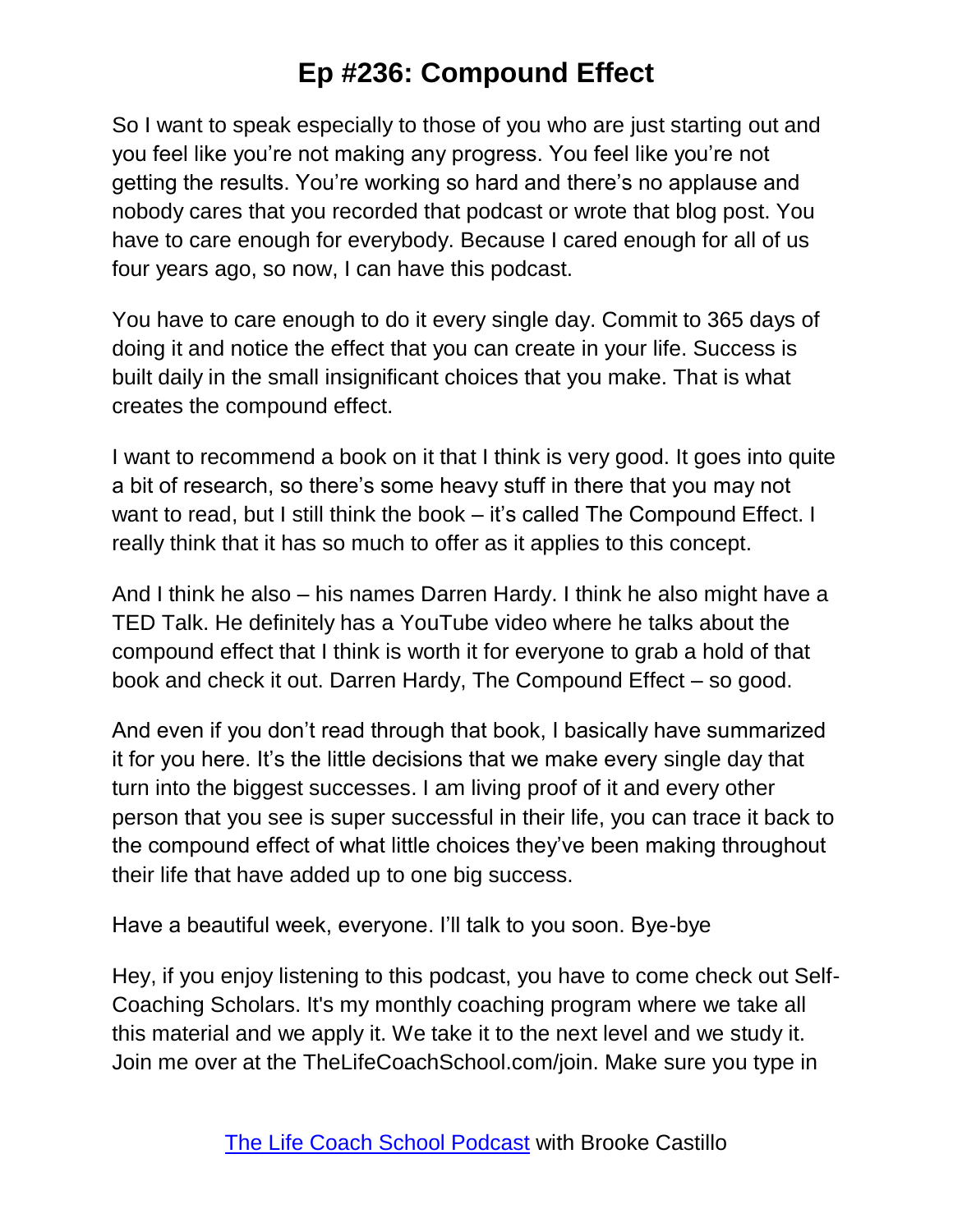So I want to speak especially to those of you who are just starting out and you feel like you're not making any progress. You feel like you're not getting the results. You're working so hard and there's no applause and nobody cares that you recorded that podcast or wrote that blog post. You have to care enough for everybody. Because I cared enough for all of us four years ago, so now, I can have this podcast.

You have to care enough to do it every single day. Commit to 365 days of doing it and notice the effect that you can create in your life. Success is built daily in the small insignificant choices that you make. That is what creates the compound effect.

I want to recommend a book on it that I think is very good. It goes into quite a bit of research, so there's some heavy stuff in there that you may not want to read, but I still think the book – it's called The Compound Effect. I really think that it has so much to offer as it applies to this concept.

And I think he also – his names Darren Hardy. I think he also might have a TED Talk. He definitely has a YouTube video where he talks about the compound effect that I think is worth it for everyone to grab a hold of that book and check it out. Darren Hardy, The Compound Effect – so good.

And even if you don't read through that book, I basically have summarized it for you here. It's the little decisions that we make every single day that turn into the biggest successes. I am living proof of it and every other person that you see is super successful in their life, you can trace it back to the compound effect of what little choices they've been making throughout their life that have added up to one big success.

Have a beautiful week, everyone. I'll talk to you soon. Bye-bye

Hey, if you enjoy listening to this podcast, you have to come check out Self-Coaching Scholars. It's my monthly coaching program where we take all this material and we apply it. We take it to the next level and we study it. Join me over at the TheLifeCoachSchool.com/join. Make sure you type in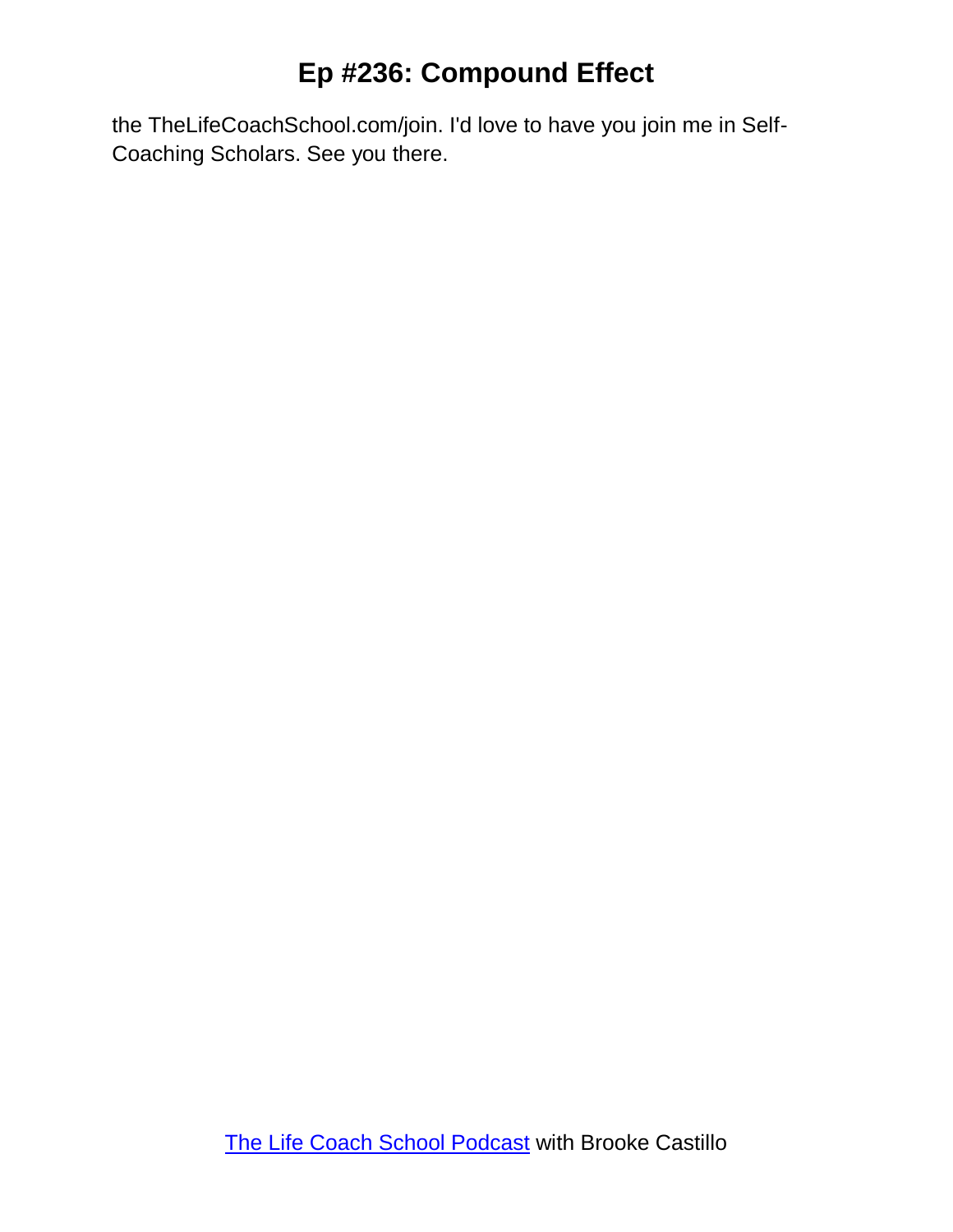the TheLifeCoachSchool.com/join. I'd love to have you join me in Self-Coaching Scholars. See you there.